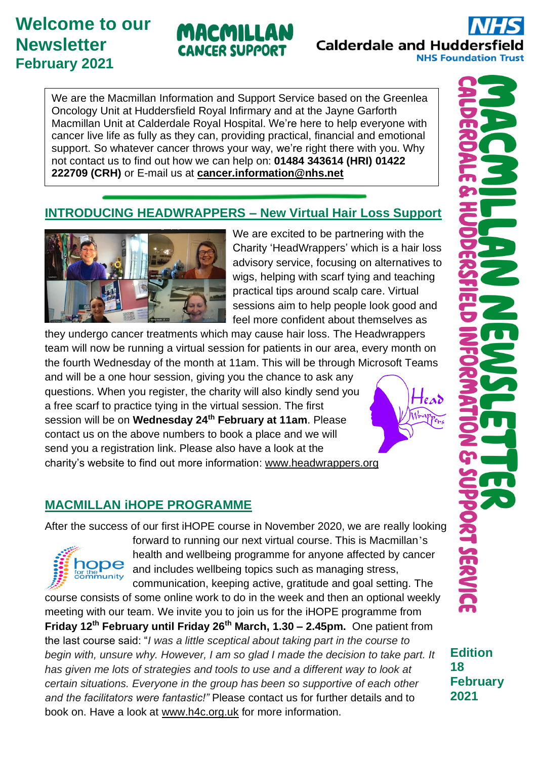# Welcome to our Newsletter February 2021

MACMILLAN CANCER SUPPORT

NHS Calderdale and Huddersfield NHS Foundation Trust

We are the Macmillan Information and Support Service based on the Greenlea Oncology Unit at Huddersfield Royal Infirmary and at the Jayne Garforth Macmillan Unit at Calderdale Royal Hospital. We're here to help everyone with cancer live life as fully as they can, providing practical, financial and emotional support. So whatever cancer throws your way, we're right there with you. Why not contact us to find out how we can help on: **01484 343614 (HRI) 01422 222709 (CRH)** or E-mail us at **cancer.information@nhs.net**

## INTRODUCING HEADWRAPPERS – New Virtual Hair Loss Support

We are excited to be partnering with the Charity 'HeadWrappers' which is a hair loss advisory service, focusing on alternatives to wigs, helping with scarf tying and teaching practical tips around scalp care. Virtual sessions aim to help people look good and feel more confident about themselves as they undergo cancer treatments which may cause hair loss. The Headwrappers team will now be running a virtual session for patients in our area, every month on the fourth Wednesday of the month at 11am. This will be through Microsoft Teams and will be a one hour session, giving you the chance to ask any questions. When you register, the charity will also kindly send you a free scarf to practice tying in the virtual session. The first session will be on **Wednesday 24th February at 11am**. Please contact us on the above numbers to book a place and we will send you a registration link. Please also have a look at the charity's website to find out more information: www.headwrappers.org

## MACMILLAN iHOPE PROGRAMME

After the success of our first iHOPE course in November 2020, we are really looking forward to running our next virtual course. This is Macmillan's health and wellbeing programme for anyone affected by cancer and includes wellbeing topics such as managing stress, communication, keeping active, gratitude and goal setting. The course consists of some online work to do in the week and then an optional weekly meeting with our team. We invite you to join us for the iHOPE programme from **Friday 12th February until Friday 26th March, 1.30 – 2.45pm.** One patient from the last course said: "*I was a little sceptical about taking part in the course to begin with, unsure why. However, I am so glad I made the decision to take part. It has given me lots of strategies and tools to use and a different way to look at certain situations. Everyone in the group has been so supportive of each other and the facilitators were fantastic!"* Please contact us for further details and to book on. Have a look at www.h4c.org.uk for more information.

MACMILLAN NEWSLETTER
CALDERDALE & HUDDERSFIELD INFORMATION & SUPPORT SERVICE

**Edition 18 February 2021**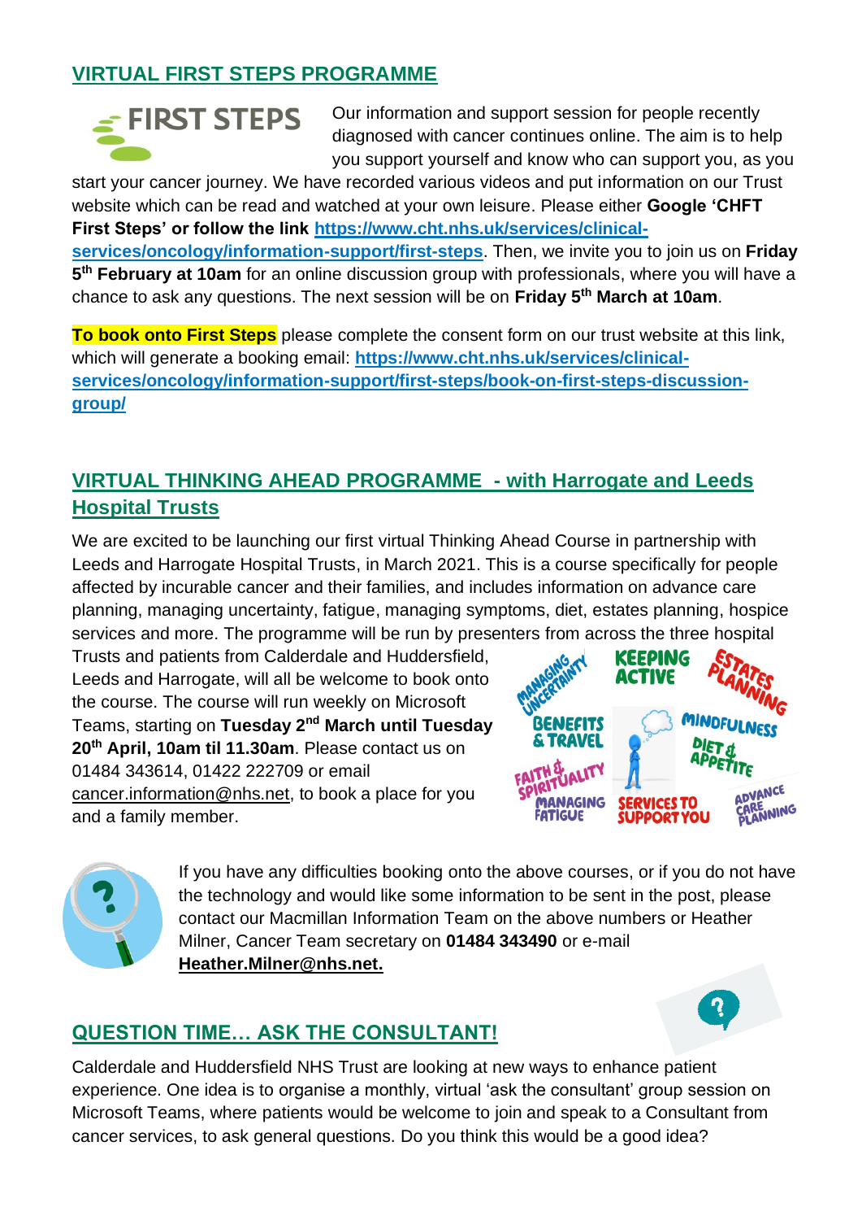## VIRTUAL FIRST STEPS PROGRAMME

Our information and support session for people recently diagnosed with cancer continues online. The aim is to help you support yourself and know who can support you, as you start your cancer journey. We have recorded various videos and put information on our Trust website which can be read and watched at your own leisure. Please either **Google 'CHFT First Steps' or follow the link https://www.cht.nhs.uk/services/clinical-services/oncology/information-support/first-steps**. Then, we invite you to join us on **Friday 5th February at 10am** for an online discussion group with professionals, where you will have a chance to ask any questions. The next session will be on **Friday 5th March at 10am**.

**To book onto First Steps** please complete the consent form on our trust website at this link, which will generate a booking email: **https://www.cht.nhs.uk/services/clinical-services/oncology/information-support/first-steps/book-on-first-steps-discussion-group/**

## VIRTUAL THINKING AHEAD PROGRAMME - with Harrogate and Leeds Hospital Trusts

We are excited to be launching our first virtual Thinking Ahead Course in partnership with Leeds and Harrogate Hospital Trusts, in March 2021. This is a course specifically for people affected by incurable cancer and their families, and includes information on advance care planning, managing uncertainty, fatigue, managing symptoms, diet, estates planning, hospice services and more. The programme will be run by presenters from across the three hospital Trusts and patients from Calderdale and Huddersfield, Leeds and Harrogate, will all be welcome to book onto the course. The course will run weekly on Microsoft Teams, starting on **Tuesday 2nd March until Tuesday 20th April, 10am til 11.30am**. Please contact us on 01484 343614, 01422 222709 or email cancer.information@nhs.net, to book a place for you and a family member.

If you have any difficulties booking onto the above courses, or if you do not have the technology and would like some information to be sent in the post, please contact our Macmillan Information Team on the above numbers or Heather Milner, Cancer Team secretary on **01484 343490** or e-mail **Heather.Milner@nhs.net.**

## QUESTION TIME… ASK THE CONSULTANT!

Calderdale and Huddersfield NHS Trust are looking at new ways to enhance patient experience. One idea is to organise a monthly, virtual 'ask the consultant' group session on Microsoft Teams, where patients would be welcome to join and speak to a Consultant from cancer services, to ask general questions. Do you think this would be a good idea?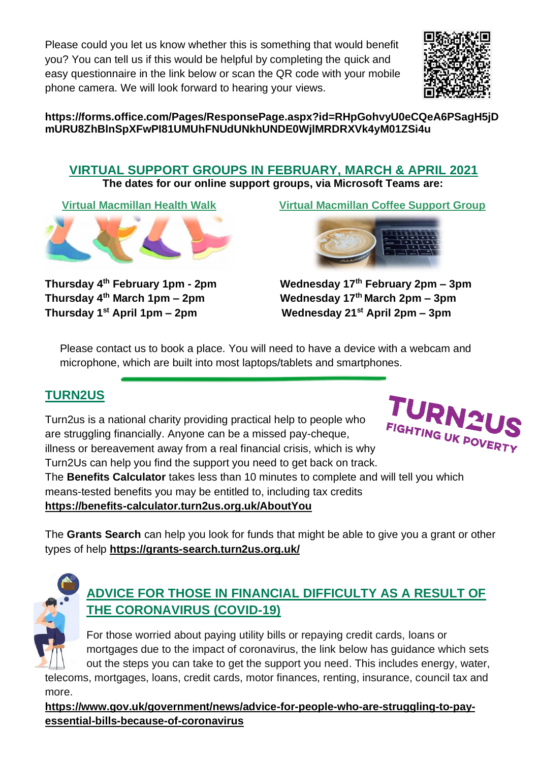Please could you let us know whether this is something that would benefit you? You can tell us if this would be helpful by completing the quick and easy questionnaire in the link below or scan the QR code with your mobile phone camera. We will look forward to hearing your views.

**https://forms.office.com/Pages/ResponsePage.aspx?id=RHpGohvyU0eCQeA6PSagH5jDmURU8ZhBlnSpXFwPI81UMUhFNUdUNkhUNDE0WjlMRDRXVk4yM01ZSi4u**

## VIRTUAL SUPPORT GROUPS IN FEBRUARY, MARCH & APRIL 2021

**The dates for our online support groups, via Microsoft Teams are:**

### Virtual Macmillan Health Walk

**Thursday 4th February 1pm - 2pm**
**Thursday 4th March 1pm – 2pm**
**Thursday 1st April 1pm – 2pm**

### Virtual Macmillan Coffee Support Group

**Wednesday 17th February 2pm – 3pm**
**Wednesday 17th March 2pm – 3pm**
**Wednesday 21st April 2pm – 3pm**

Please contact us to book a place. You will need to have a device with a webcam and microphone, which are built into most laptops/tablets and smartphones.

## TURN2US

Turn2us is a national charity providing practical help to people who are struggling financially. Anyone can be a missed pay-cheque, illness or bereavement away from a real financial crisis, which is why Turn2Us can help you find the support you need to get back on track.

The **Benefits Calculator** takes less than 10 minutes to complete and will tell you which means-tested benefits you may be entitled to, including tax credits **https://benefits-calculator.turn2us.org.uk/AboutYou**

The **Grants Search** can help you look for funds that might be able to give you a grant or other types of help **https://grants-search.turn2us.org.uk/**

## ADVICE FOR THOSE IN FINANCIAL DIFFICULTY AS A RESULT OF THE CORONAVIRUS (COVID-19)

For those worried about paying utility bills or repaying credit cards, loans or mortgages due to the impact of coronavirus, the link below has guidance which sets out the steps you can take to get the support you need. This includes energy, water, telecoms, mortgages, loans, credit cards, motor finances, renting, insurance, council tax and more.

**https://www.gov.uk/government/news/advice-for-people-who-are-struggling-to-pay-essential-bills-because-of-coronavirus**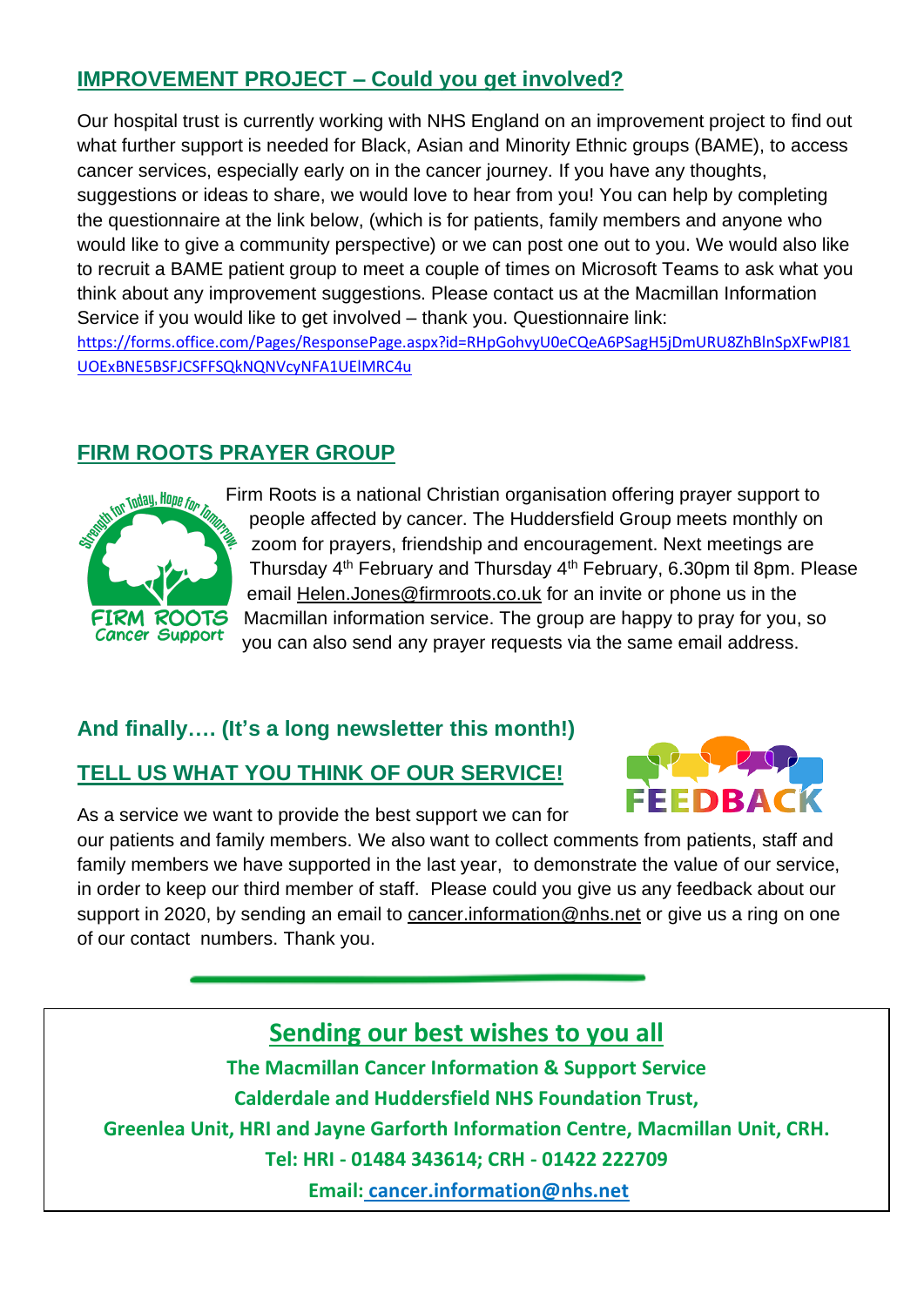## IMPROVEMENT PROJECT – Could you get involved?

Our hospital trust is currently working with NHS England on an improvement project to find out what further support is needed for Black, Asian and Minority Ethnic groups (BAME), to access cancer services, especially early on in the cancer journey. If you have any thoughts, suggestions or ideas to share, we would love to hear from you! You can help by completing the questionnaire at the link below, (which is for patients, family members and anyone who would like to give a community perspective) or we can post one out to you. We would also like to recruit a BAME patient group to meet a couple of times on Microsoft Teams to ask what you think about any improvement suggestions. Please contact us at the Macmillan Information Service if you would like to get involved – thank you. Questionnaire link:
https://forms.office.com/Pages/ResponsePage.aspx?id=RHpGohvyU0eCQeA6PSagH5jDmURU8ZhBlnSpXFwPI81UOExBNE5BSFJCSFFSQkNQNVcyNFA1UElMRC4u

## FIRM ROOTS PRAYER GROUP

Firm Roots is a national Christian organisation offering prayer support to people affected by cancer. The Huddersfield Group meets monthly on zoom for prayers, friendship and encouragement. Next meetings are Thursday 4th February and Thursday 4th February, 6.30pm til 8pm. Please email Helen.Jones@firmroots.co.uk for an invite or phone us in the Macmillan information service. The group are happy to pray for you, so you can also send any prayer requests via the same email address.

## And finally…. (It's a long newsletter this month!)

## TELL US WHAT YOU THINK OF OUR SERVICE!

As a service we want to provide the best support we can for our patients and family members. We also want to collect comments from patients, staff and family members we have supported in the last year, to demonstrate the value of our service, in order to keep our third member of staff. Please could you give us any feedback about our support in 2020, by sending an email to cancer.information@nhs.net or give us a ring on one of our contact numbers. Thank you.

---

**Sending our best wishes to you all**

**The Macmillan Cancer Information & Support Service**

**Calderdale and Huddersfield NHS Foundation Trust,**

**Greenlea Unit, HRI and Jayne Garforth Information Centre, Macmillan Unit, CRH.**

**Tel: HRI - 01484 343614; CRH - 01422 222709**

**Email: cancer.information@nhs.net**